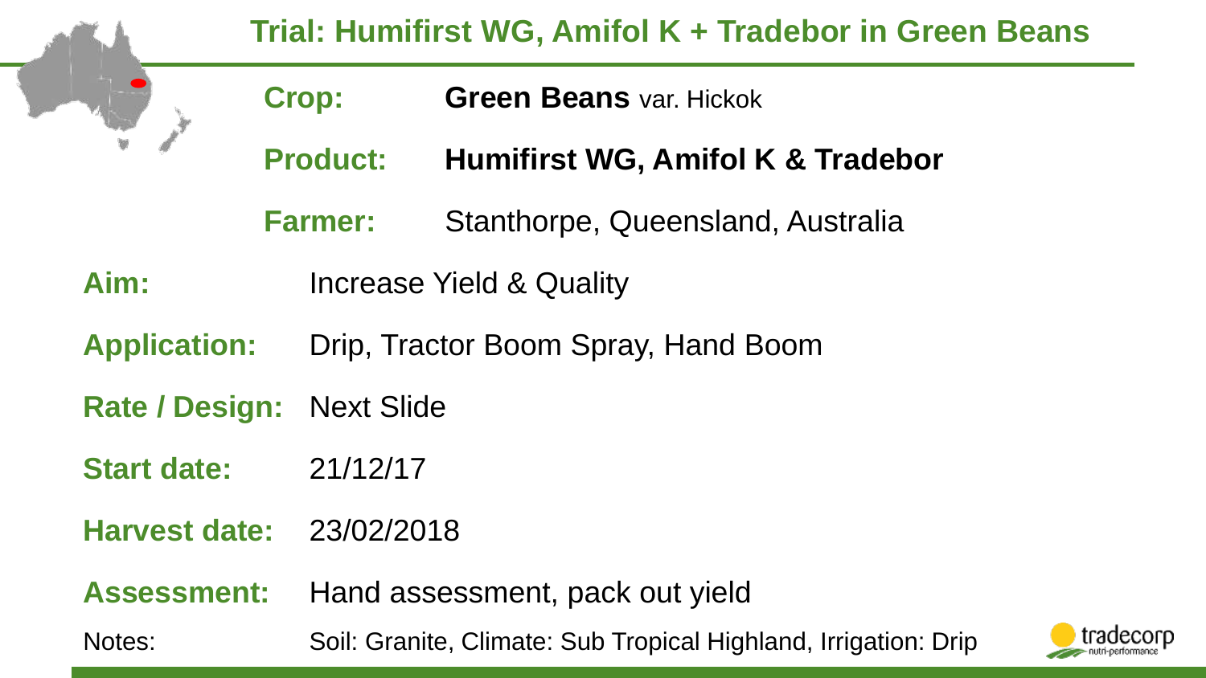# Trial: Humifirst WG, Amifol K + Tradebor in Green Beans

**Crop:** **Green Beans** var. Hickok

**Product:** **Humifirst WG, Amifol K & Tradebor**

**Farmer:** Stanthorpe, Queensland, Australia

**Aim:** Increase Yield & Quality

**Application:** Drip, Tractor Boom Spray, Hand Boom

**Rate / Design:** Next Slide

**Start date:** 21/12/17

**Harvest date:** 23/02/2018

**Assessment:** Hand assessment, pack out yield

Notes: Soil: Granite, Climate: Sub Tropical Highland, Irrigation: Drip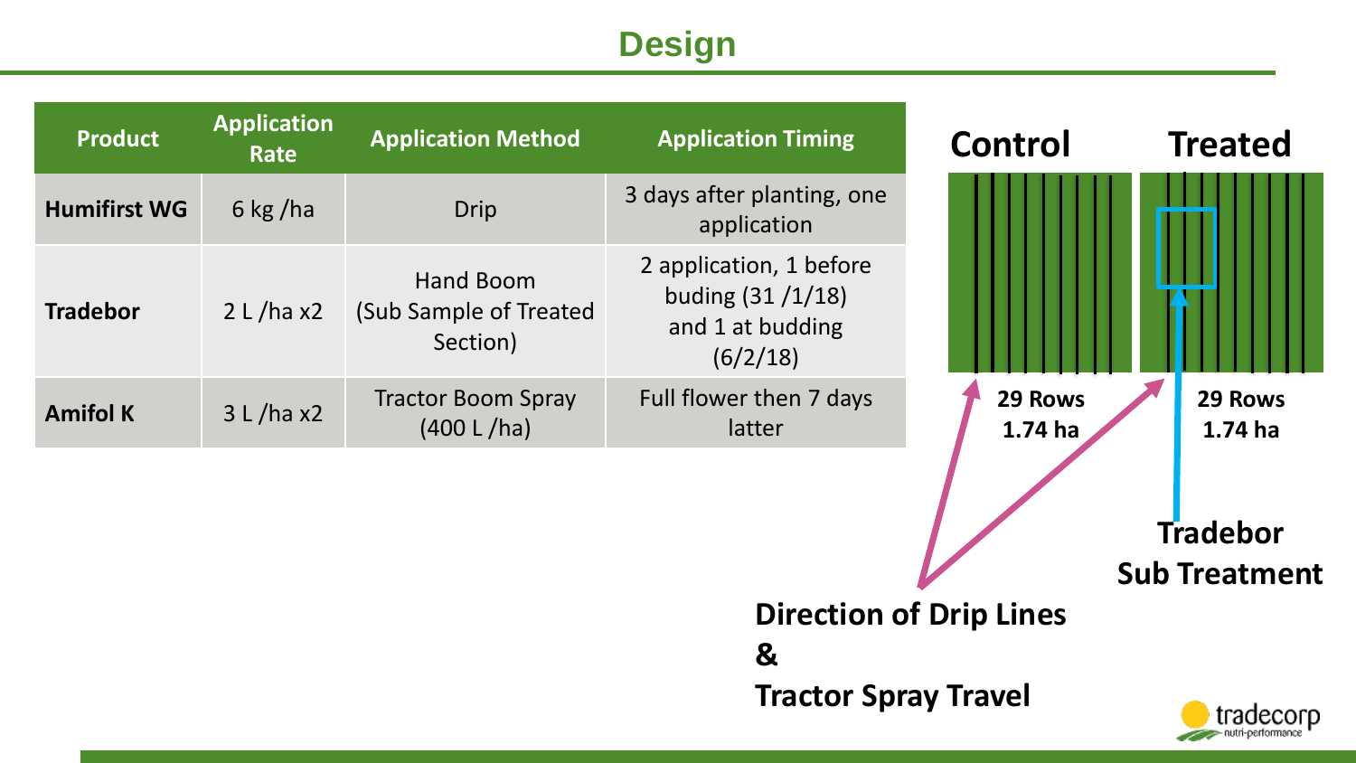# Design

| Product | Application Rate | Application Method | Application Timing |
| --- | --- | --- | --- |
| **Humifirst WG** | 6 kg /ha | Drip | 3 days after planting, one application |
| **Tradebor** | 2 L /ha x2 | Hand Boom (Sub Sample of Treated Section) | 2 application, 1 before buding (31 /1/18) and 1 at budding (6/2/18) |
| **Amifol K** | 3 L /ha x2 | Tractor Boom Spray (400 L /ha) | Full flower then 7 days latter |

**Control**

**29 Rows**
**1.74 ha**

**Treated**

**29 Rows**
**1.74 ha**

**Tradebor Sub Treatment**

**Direction of Drip Lines & Tractor Spray Travel**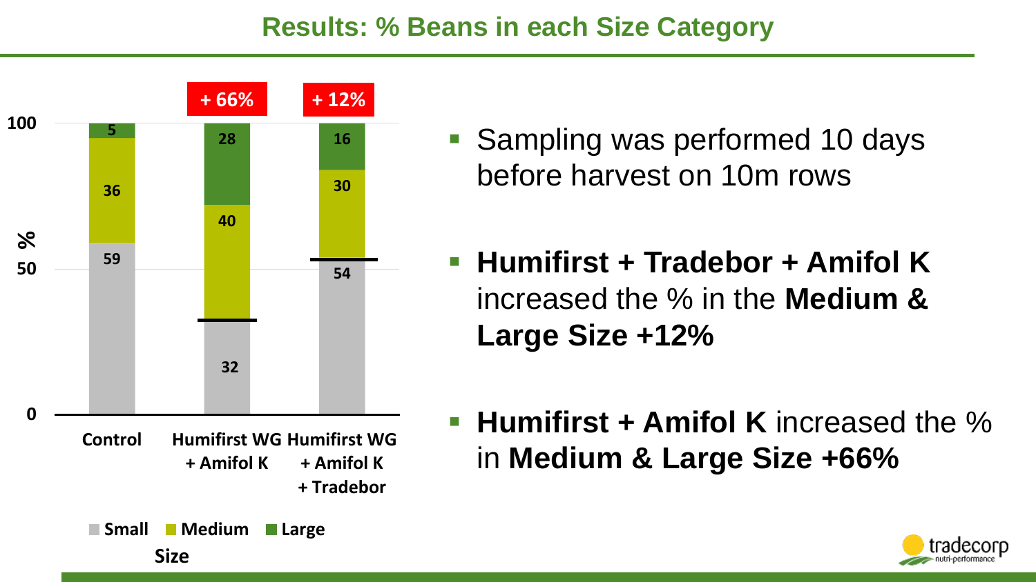## Results: % Beans in each Size Category

| Size | Control | Humifirst WG + Amifol K | Humifirst WG + Amifol K + Tradebor |
|---|---|---|---|
| Small | 59 | 32 | 54 |
| Medium | 36 | 40 | 30 |
| Large | 5 | 28 | 16 |
| | | + 66% | + 12% |

- Sampling was performed 10 days before harvest on 10m rows
- **Humifirst + Tradebor + Amifol K** increased the % in the **Medium & Large Size +12%**
- **Humifirst + Amifol K** increased the % in **Medium & Large Size +66%**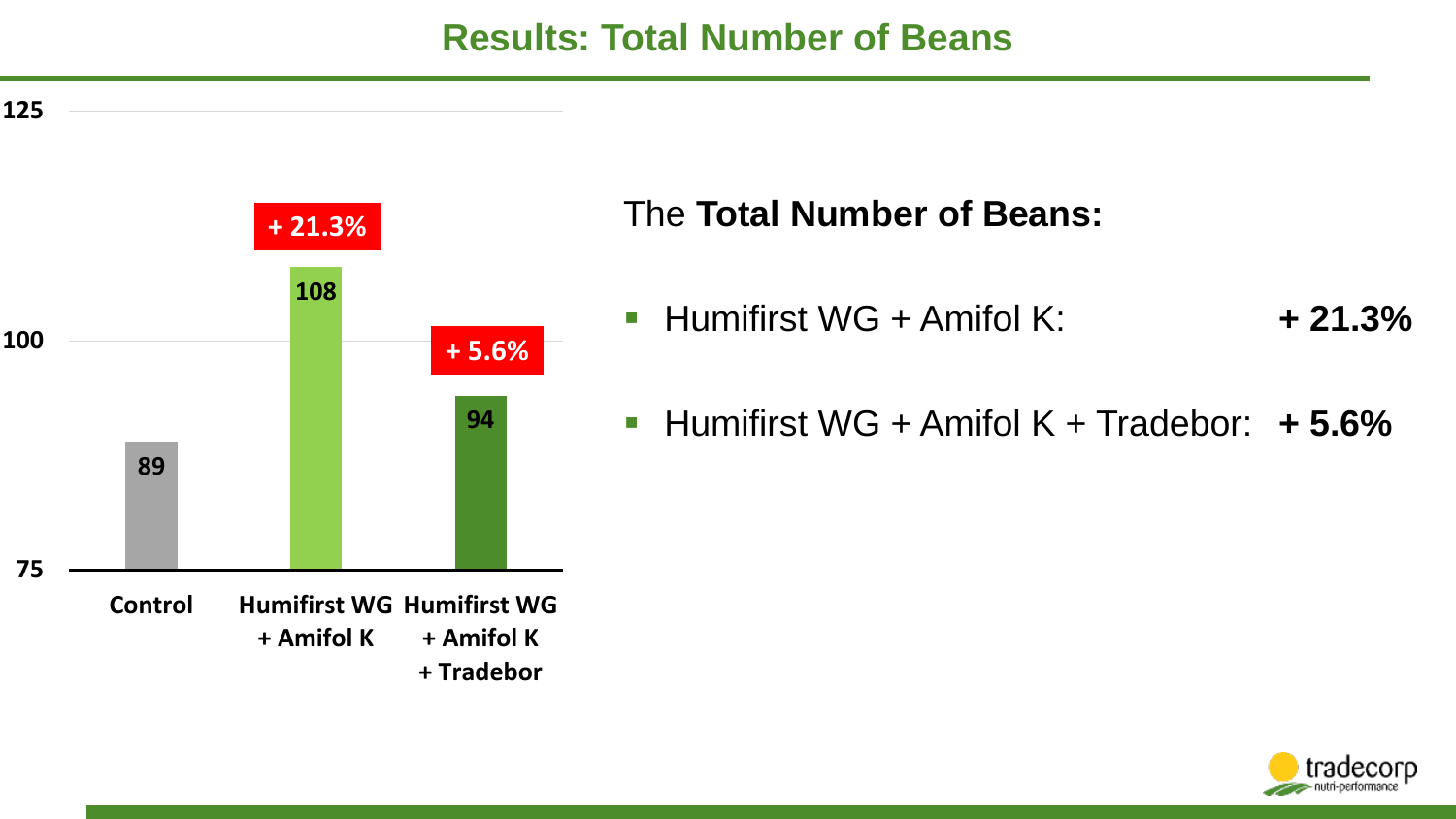# Results: Total Number of Beans

| | Control | Humifirst WG + Amifol K | Humifirst WG + Amifol K + Tradebor |
|---|---|---|---|
| Total Number of Beans | 89 | 108 (+ 21.3%) | 94 (+ 5.6%) |

The **Total Number of Beans:**

- Humifirst WG + Amifol K: **+ 21.3%**
- Humifirst WG + Amifol K + Tradebor: **+ 5.6%**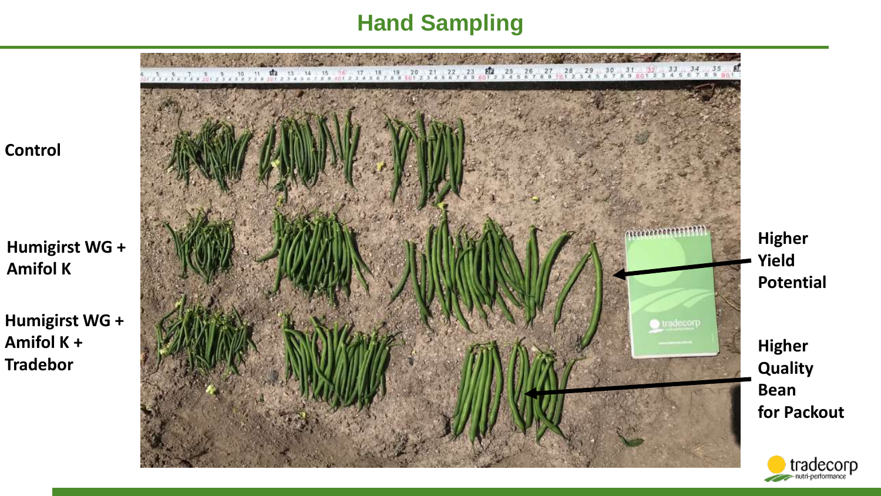# Hand Sampling

**Control**

**Humigirst WG + Amifol K**

**Humigirst WG + Amifol K + Tradebor**

**Higher Yield Potential**

**Higher Quality Bean for Packout**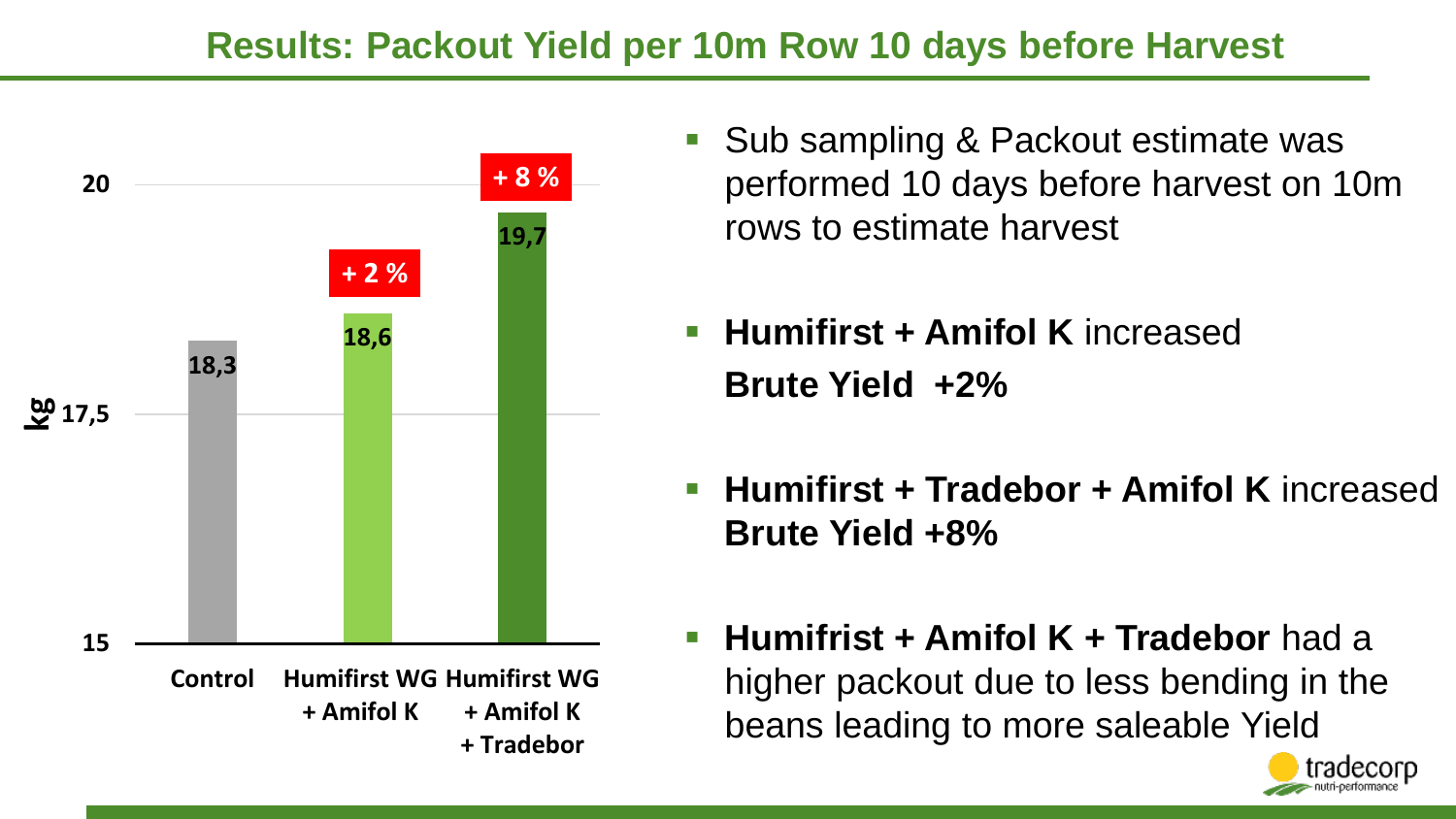# Results: Packout Yield per 10m Row 10 days before Harvest

| | Control | Humifirst WG + Amifol K | Humifirst WG + Amifol K + Tradebor |
|---|---|---|---|
| kg | 18,3 | 18,6 | 19,7 |
| | | + 2 % | + 8 % |

- Sub sampling & Packout estimate was performed 10 days before harvest on 10m rows to estimate harvest
- **Humifirst + Amifol K** increased **Brute Yield +2%**
- **Humifirst + Tradebor + Amifol K** increased **Brute Yield +8%**
- **Humifrist + Amifol K + Tradebor** had a higher packout due to less bending in the beans leading to more saleable Yield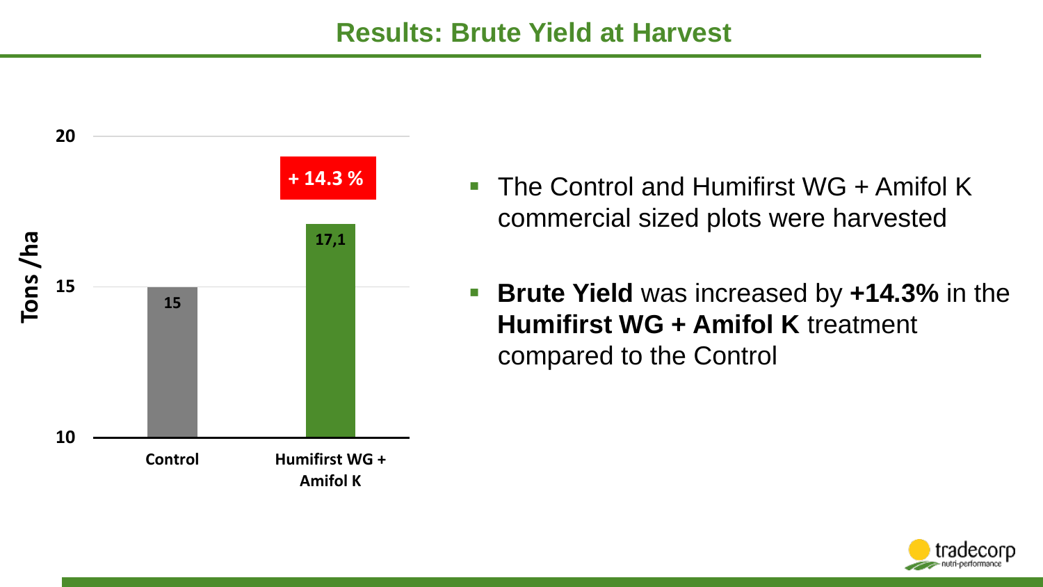## Results: Brute Yield at Harvest

| | Tons /ha |
|---|---|
| Control | 15 |
| Humifirst WG + Amifol K | 17,1 |

+ 14.3 %

- The Control and Humifirst WG + Amifol K commercial sized plots were harvested
- **Brute Yield** was increased by **+14.3%** in the **Humifirst WG + Amifol K** treatment compared to the Control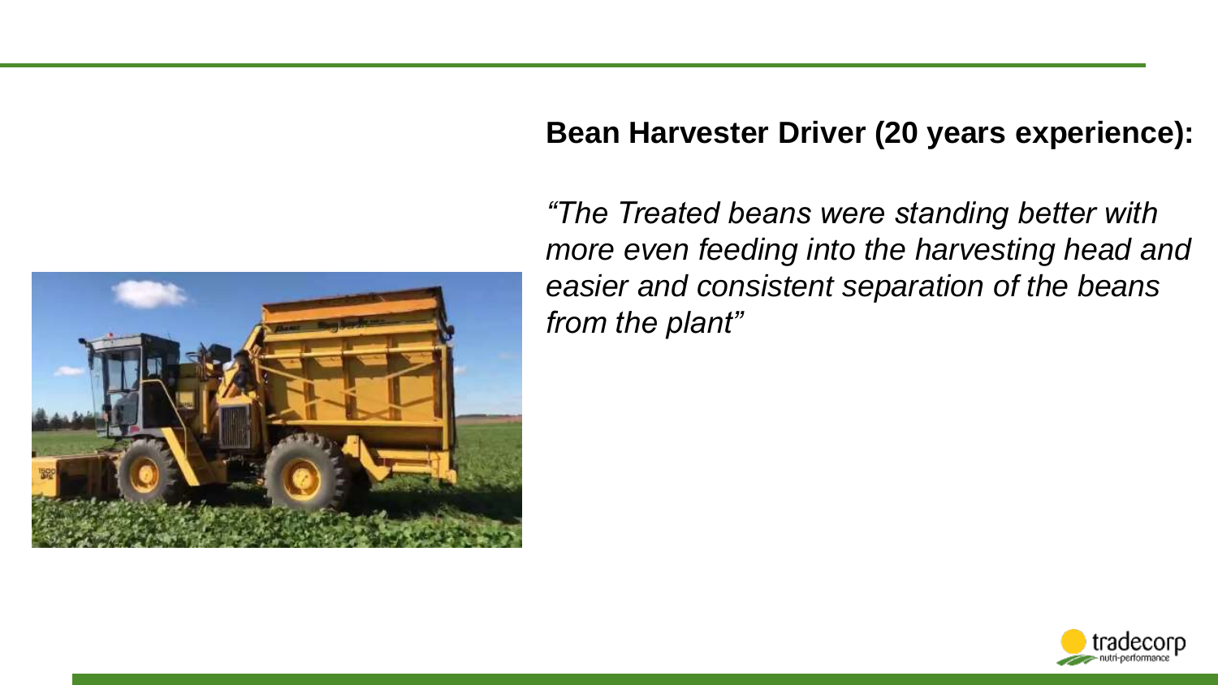**Bean Harvester Driver (20 years experience):**

*"The Treated beans were standing better with more even feeding into the harvesting head and easier and consistent separation of the beans from the plant"*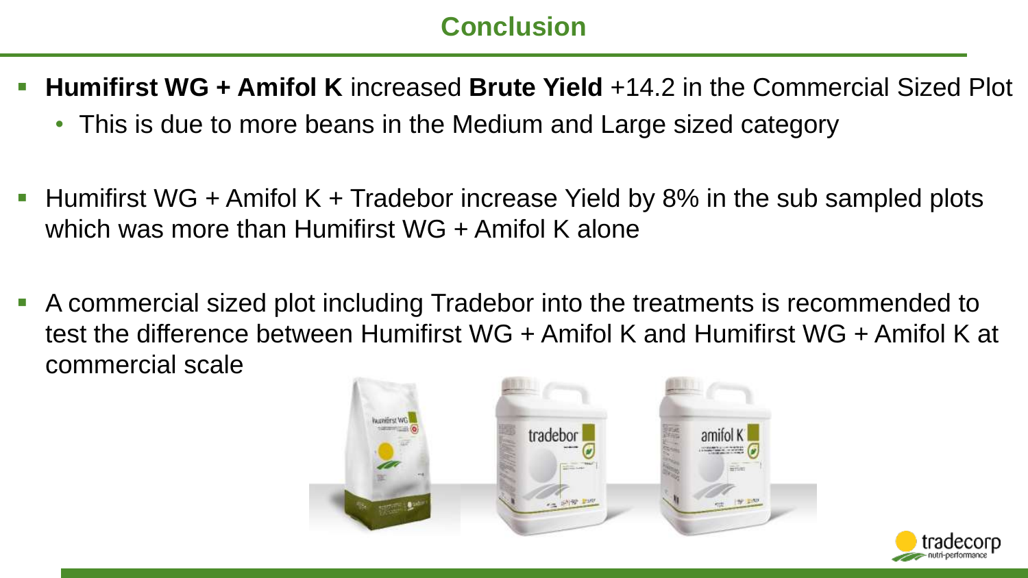## Conclusion

- **Humifirst WG + Amifol K** increased **Brute Yield** +14.2 in the Commercial Sized Plot
  - This is due to more beans in the Medium and Large sized category

- Humifirst WG + Amifol K + Tradebor increase Yield by 8% in the sub sampled plots which was more than Humifirst WG + Amifol K alone

- A commercial sized plot including Tradebor into the treatments is recommended to test the difference between Humifirst WG + Amifol K and Humifirst WG + Amifol K at commercial scale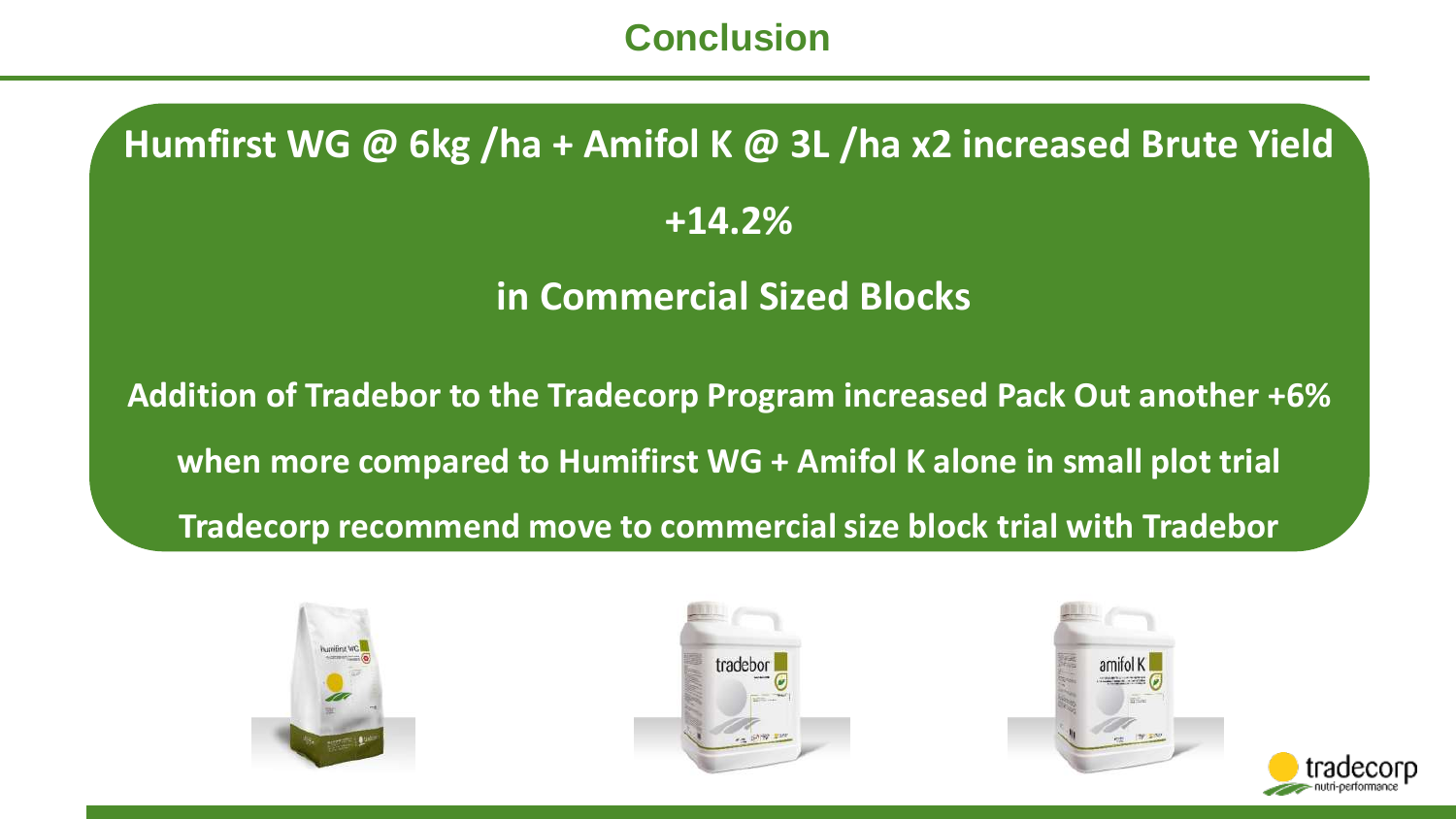# Conclusion

**Humfirst WG @ 6kg /ha + Amifol K @ 3L /ha x2 increased Brute Yield**

**+14.2%**

**in Commercial Sized Blocks**

**Addition of Tradebor to the Tradecorp Program increased Pack Out another +6%**

**when more compared to Humifirst WG + Amifol K alone in small plot trial**

**Tradecorp recommend move to commercial size block trial with Tradebor**